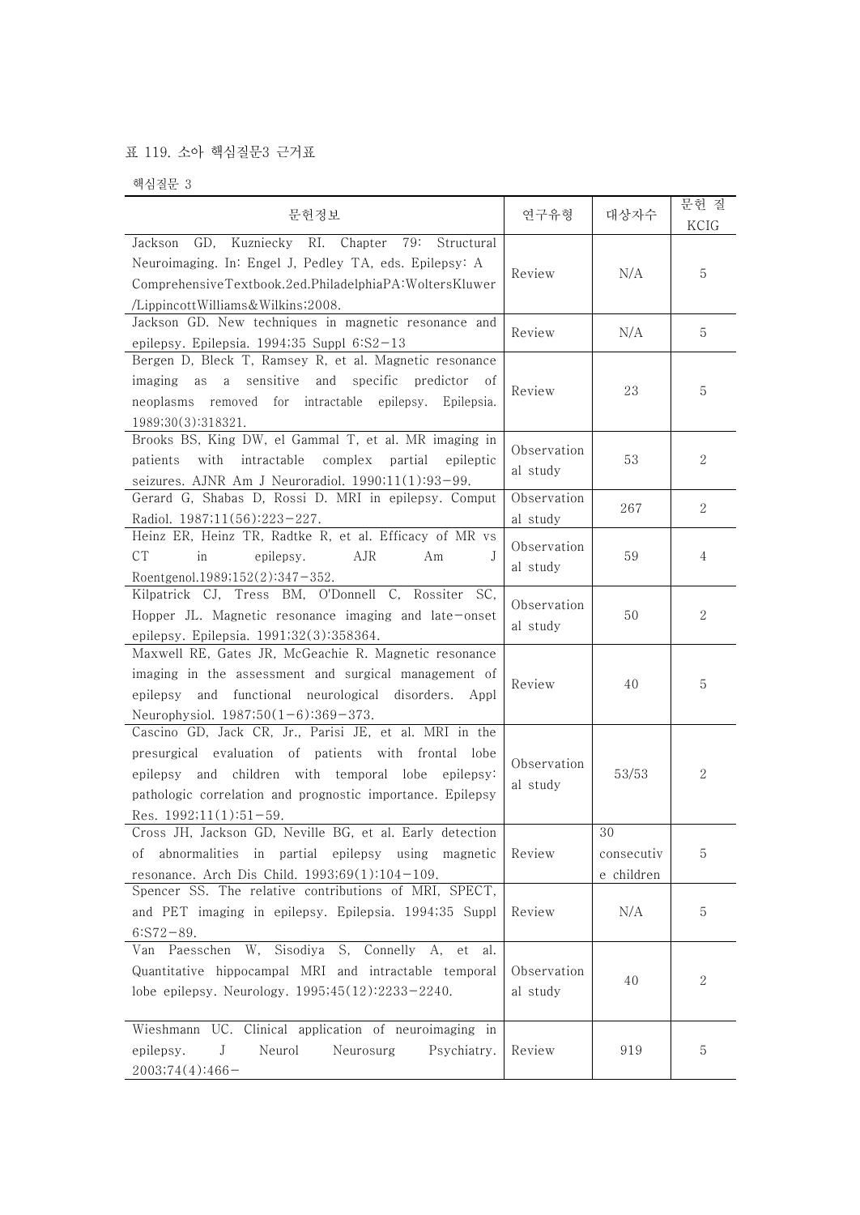표 119. 소아 핵심질문3 근거표

핵심질문 3

| 문헌정보 | 연구유형 | 대상자수 | 문헌 질 KCIG |
|---|---|---|---|
| Jackson GD, Kuzniecky RI. Chapter 79: Structural Neuroimaging. In: Engel J, Pedley TA, eds. Epilepsy: A ComprehensiveTextbook.2ed.PhiladelphiaPA:WoltersKluwer/LippincottWilliams&Wilkins;2008. | Review | N/A | 5 |
| Jackson GD. New techniques in magnetic resonance and epilepsy. Epilepsia. 1994;35 Suppl 6:S2-13 | Review | N/A | 5 |
| Bergen D, Bleck T, Ramsey R, et al. Magnetic resonance imaging as a sensitive and specific predictor of neoplasms removed for intractable epilepsy. Epilepsia. 1989;30(3):318321. | Review | 23 | 5 |
| Brooks BS, King DW, el Gammal T, et al. MR imaging in patients with intractable complex partial epileptic seizures. AJNR Am J Neuroradiol. 1990;11(1):93-99. | Observational study | 53 | 2 |
| Gerard G, Shabas D, Rossi D. MRI in epilepsy. Comput Radiol. 1987;11(56):223-227. | Observational study | 267 | 2 |
| Heinz ER, Heinz TR, Radtke R, et al. Efficacy of MR vs CT in epilepsy. AJR Am J Roentgenol.1989;152(2):347-352. | Observational study | 59 | 4 |
| Kilpatrick CJ, Tress BM, O'Donnell C, Rossiter SC, Hopper JL. Magnetic resonance imaging and late-onset epilepsy. Epilepsia. 1991;32(3):358364. | Observational study | 50 | 2 |
| Maxwell RE, Gates JR, McGeachie R. Magnetic resonance imaging in the assessment and surgical management of epilepsy and functional neurological disorders. Appl Neurophysiol. 1987;50(1-6):369-373. | Review | 40 | 5 |
| Cascino GD, Jack CR, Jr., Parisi JE, et al. MRI in the presurgical evaluation of patients with frontal lobe epilepsy and children with temporal lobe epilepsy: pathologic correlation and prognostic importance. Epilepsy Res. 1992;11(1):51-59. | Observational study | 53/53 | 2 |
| Cross JH, Jackson GD, Neville BG, et al. Early detection of abnormalities in partial epilepsy using magnetic resonance. Arch Dis Child. 1993;69(1):104-109. | Review | 30 consecutive children | 5 |
| Spencer SS. The relative contributions of MRI, SPECT, and PET imaging in epilepsy. Epilepsia. 1994;35 Suppl 6:S72-89. | Review | N/A | 5 |
| Van Paesschen W, Sisodiya S, Connelly A, et al. Quantitative hippocampal MRI and intractable temporal lobe epilepsy. Neurology. 1995;45(12):2233-2240. | Observational study | 40 | 2 |
| Wieshmann UC. Clinical application of neuroimaging in epilepsy. J Neurol Neurosurg Psychiatry. 2003;74(4):466- | Review | 919 | 5 |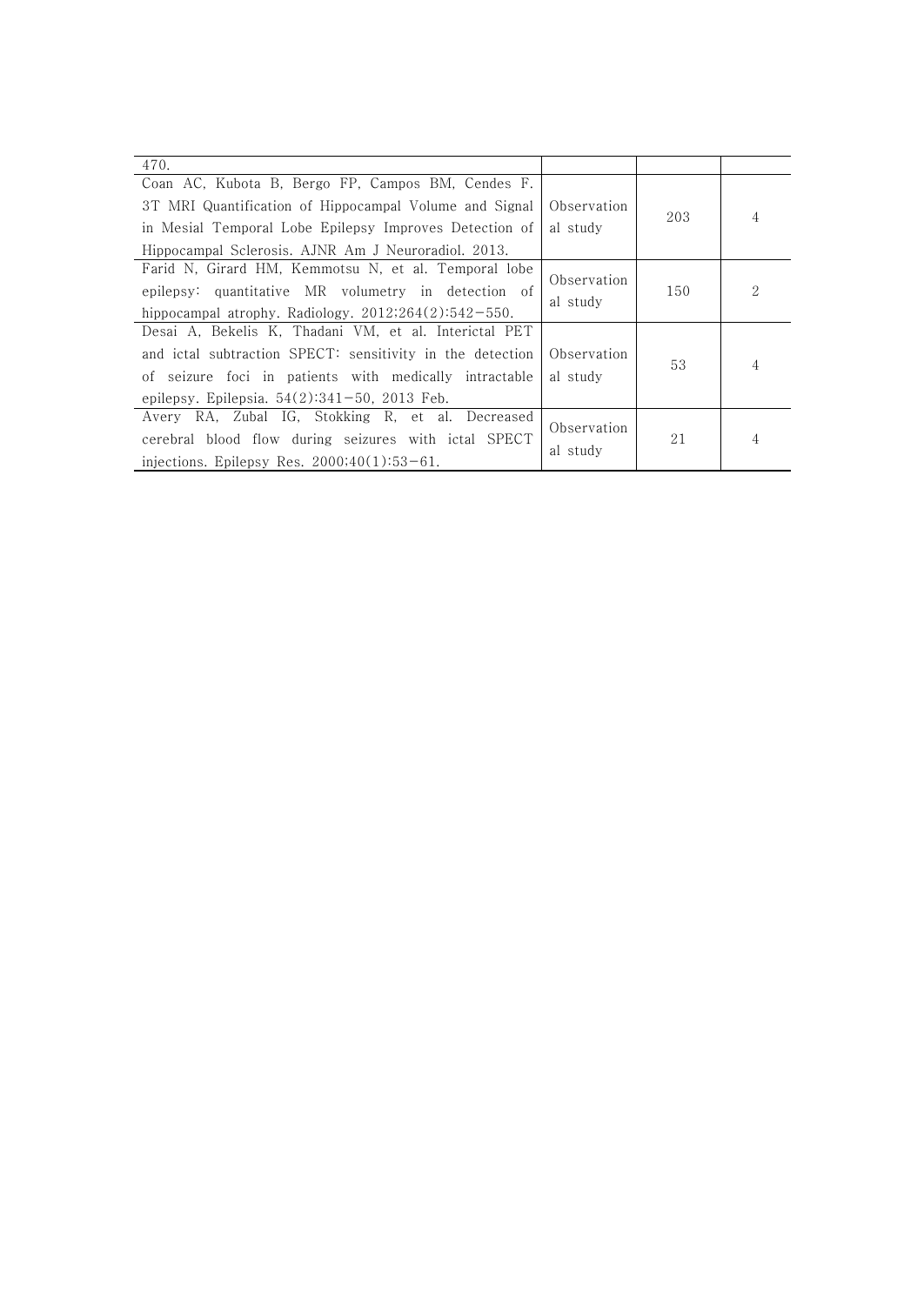| | | | |
|---|---|---|---|
| 470. | | | |
| Coan AC, Kubota B, Bergo FP, Campos BM, Cendes F. 3T MRI Quantification of Hippocampal Volume and Signal in Mesial Temporal Lobe Epilepsy Improves Detection of Hippocampal Sclerosis. AJNR Am J Neuroradiol. 2013. | Observational study | 203 | 4 |
| Farid N, Girard HM, Kemmotsu N, et al. Temporal lobe epilepsy: quantitative MR volumetry in detection of hippocampal atrophy. Radiology. 2012;264(2):542-550. | Observational study | 150 | 2 |
| Desai A, Bekelis K, Thadani VM, et al. Interictal PET and ictal subtraction SPECT: sensitivity in the detection of seizure foci in patients with medically intractable epilepsy. Epilepsia. 54(2):341-50, 2013 Feb. | Observational study | 53 | 4 |
| Avery RA, Zubal IG, Stokking R, et al. Decreased cerebral blood flow during seizures with ictal SPECT injections. Epilepsy Res. 2000;40(1):53-61. | Observational study | 21 | 4 |